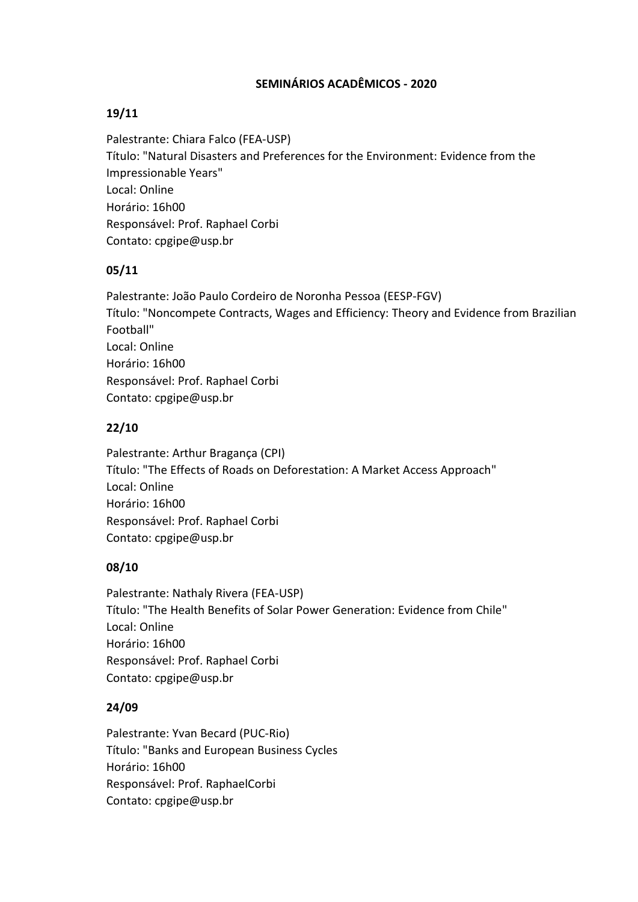# SEMINÁRIOS ACADÊMICOS - 2020

### 19/11

Palestrante: Chiara Falco (FEA-USP)
Título: "Natural Disasters and Preferences for the Environment: Evidence from the Impressionable Years"
Local: Online
Horário: 16h00
Responsável: Prof. Raphael Corbi
Contato: cpgipe@usp.br

### 05/11

Palestrante: João Paulo Cordeiro de Noronha Pessoa (EESP-FGV)
Título: "Noncompete Contracts, Wages and Efficiency: Theory and Evidence from Brazilian Football"
Local: Online
Horário: 16h00
Responsável: Prof. Raphael Corbi
Contato: cpgipe@usp.br

### 22/10

Palestrante: Arthur Bragança (CPI)
Título: "The Effects of Roads on Deforestation: A Market Access Approach"
Local: Online
Horário: 16h00
Responsável: Prof. Raphael Corbi
Contato: cpgipe@usp.br

### 08/10

Palestrante: Nathaly Rivera (FEA-USP)
Título: "The Health Benefits of Solar Power Generation: Evidence from Chile"
Local: Online
Horário: 16h00
Responsável: Prof. Raphael Corbi
Contato: cpgipe@usp.br

### 24/09

Palestrante: Yvan Becard (PUC-Rio)
Título: "Banks and European Business Cycles
Horário: 16h00
Responsável: Prof. RaphaelCorbi
Contato: cpgipe@usp.br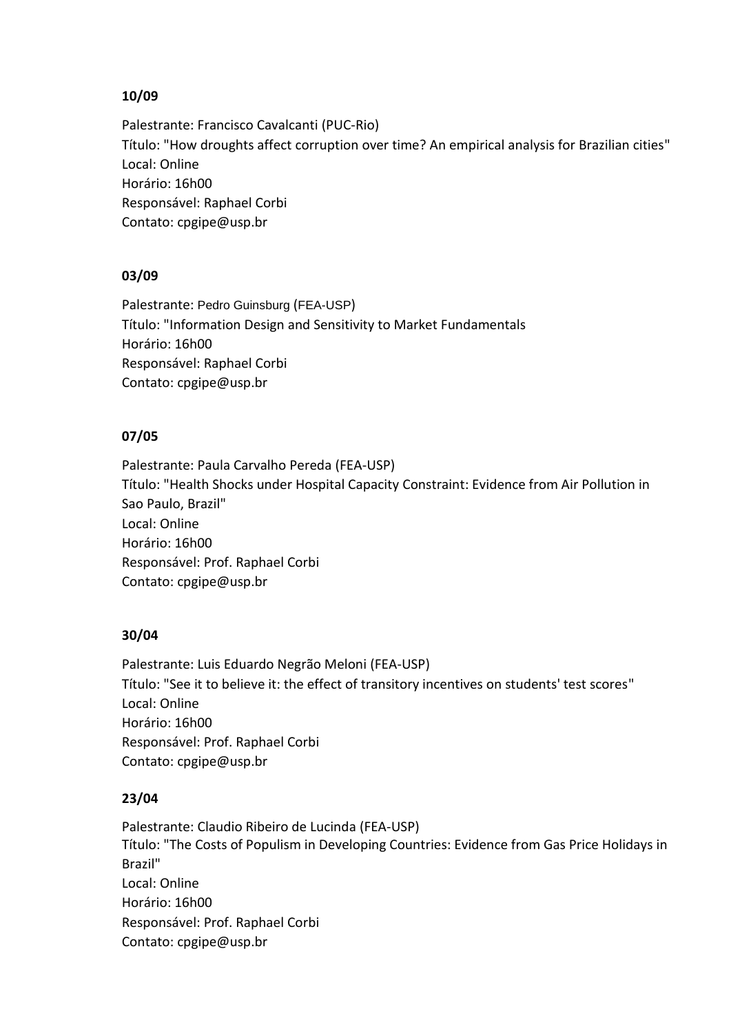**10/09**

Palestrante: Francisco Cavalcanti (PUC-Rio)
Título: "How droughts affect corruption over time? An empirical analysis for Brazilian cities"
Local: Online
Horário: 16h00
Responsável: Raphael Corbi
Contato: cpgipe@usp.br

**03/09**

Palestrante: Pedro Guinsburg (FEA-USP)
Título: "Information Design and Sensitivity to Market Fundamentals
Horário: 16h00
Responsável: Raphael Corbi
Contato: cpgipe@usp.br

**07/05**

Palestrante: Paula Carvalho Pereda (FEA-USP)
Título: "Health Shocks under Hospital Capacity Constraint: Evidence from Air Pollution in Sao Paulo, Brazil"
Local: Online
Horário: 16h00
Responsável: Prof. Raphael Corbi
Contato: cpgipe@usp.br

**30/04**

Palestrante: Luis Eduardo Negrão Meloni (FEA-USP)
Título: "See it to believe it: the effect of transitory incentives on students' test scores"
Local: Online
Horário: 16h00
Responsável: Prof. Raphael Corbi
Contato: cpgipe@usp.br

**23/04**

Palestrante: Claudio Ribeiro de Lucinda (FEA-USP)
Título: "The Costs of Populism in Developing Countries: Evidence from Gas Price Holidays in Brazil"
Local: Online
Horário: 16h00
Responsável: Prof. Raphael Corbi
Contato: cpgipe@usp.br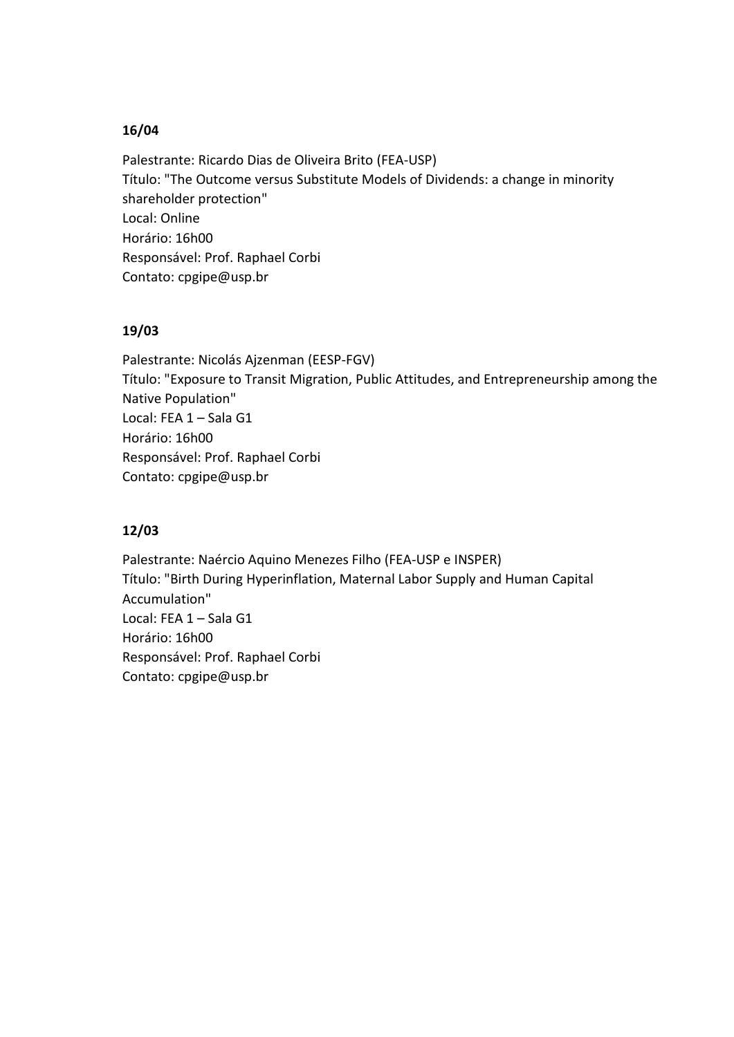**16/04**

Palestrante: Ricardo Dias de Oliveira Brito (FEA-USP)
Título: "The Outcome versus Substitute Models of Dividends: a change in minority shareholder protection"
Local: Online
Horário: 16h00
Responsável: Prof. Raphael Corbi
Contato: cpgipe@usp.br

**19/03**

Palestrante: Nicolás Ajzenman (EESP-FGV)
Título: "Exposure to Transit Migration, Public Attitudes, and Entrepreneurship among the Native Population"
Local: FEA 1 – Sala G1
Horário: 16h00
Responsável: Prof. Raphael Corbi
Contato: cpgipe@usp.br

**12/03**

Palestrante: Naércio Aquino Menezes Filho (FEA-USP e INSPER)
Título: "Birth During Hyperinflation, Maternal Labor Supply and Human Capital Accumulation"
Local: FEA 1 – Sala G1
Horário: 16h00
Responsável: Prof. Raphael Corbi
Contato: cpgipe@usp.br